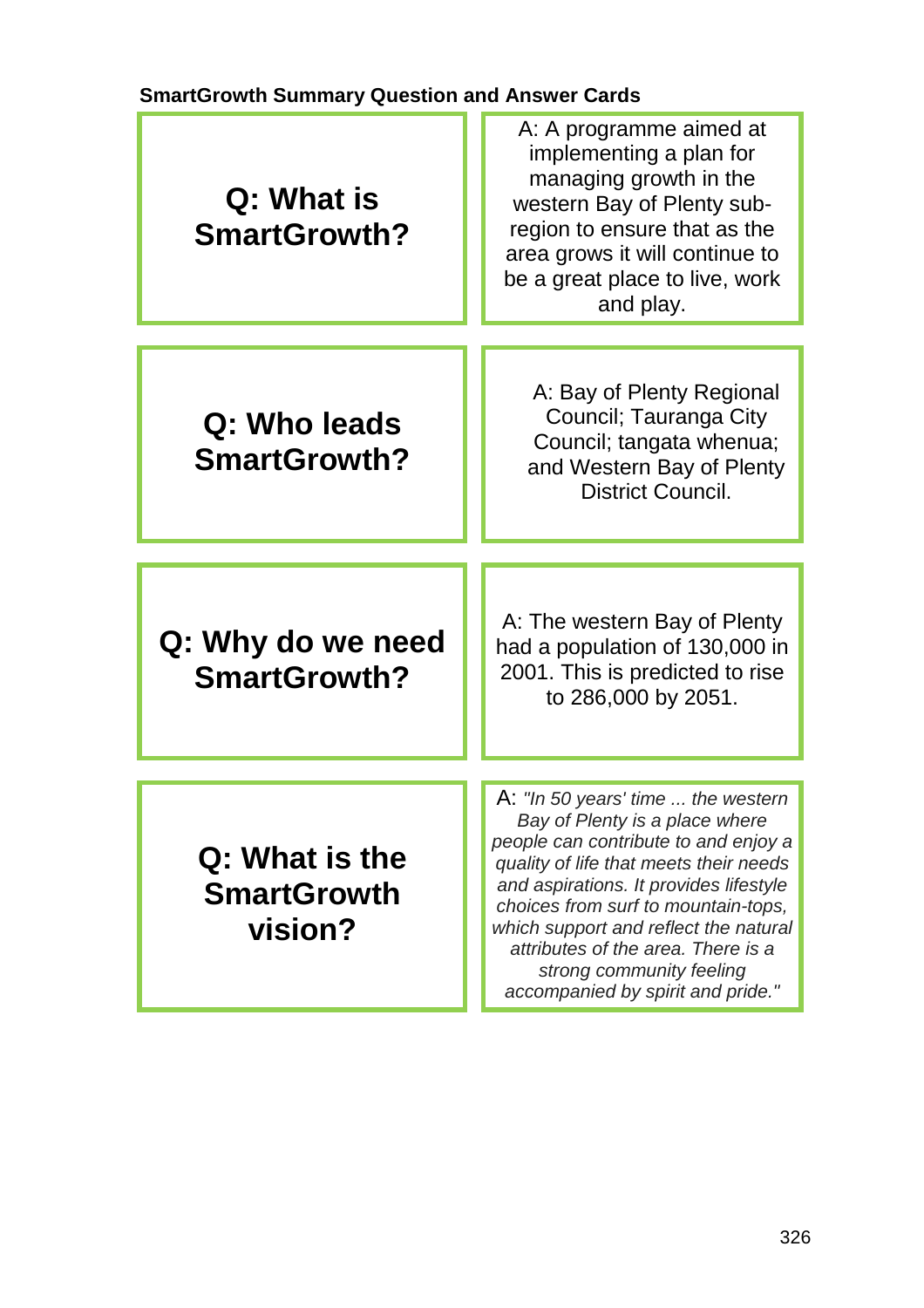**SmartGrowth Summary Question and Answer Cards**

| Question | Answer |
| --- | --- |
| **Q: What is SmartGrowth?** | A: A programme aimed at implementing a plan for managing growth in the western Bay of Plenty sub-region to ensure that as the area grows it will continue to be a great place to live, work and play. |
| **Q: Who leads SmartGrowth?** | A: Bay of Plenty Regional Council; Tauranga City Council; tangata whenua; and Western Bay of Plenty District Council. |
| **Q: Why do we need SmartGrowth?** | A: The western Bay of Plenty had a population of 130,000 in 2001. This is predicted to rise to 286,000 by 2051. |
| **Q: What is the SmartGrowth vision?** | A: *"In 50 years' time ... the western Bay of Plenty is a place where people can contribute to and enjoy a quality of life that meets their needs and aspirations. It provides lifestyle choices from surf to mountain-tops, which support and reflect the natural attributes of the area. There is a strong community feeling accompanied by spirit and pride."* |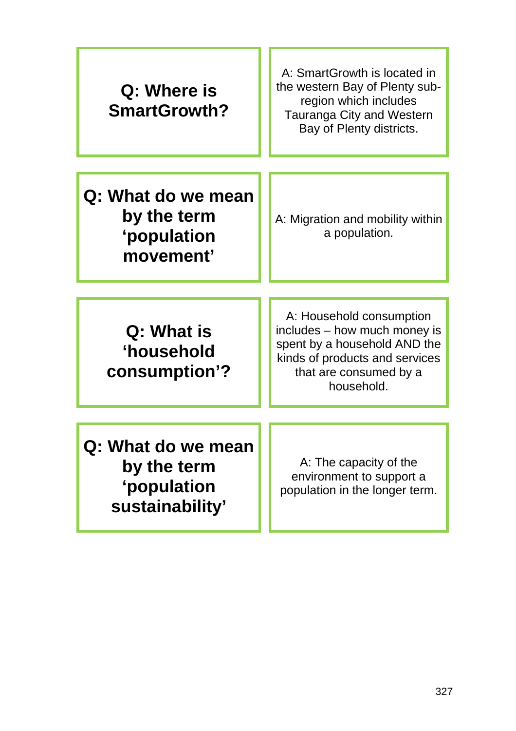| **Q: Where is SmartGrowth?** | A: SmartGrowth is located in the western Bay of Plenty sub-region which includes Tauranga City and Western Bay of Plenty districts. |
|---|---|
| **Q: What do we mean by the term ‘population movement’** | A: Migration and mobility within a population. |
| **Q: What is ‘household consumption’?** | A: Household consumption includes – how much money is spent by a household AND the kinds of products and services that are consumed by a household. |
| **Q: What do we mean by the term ‘population sustainability’** | A: The capacity of the environment to support a population in the longer term. |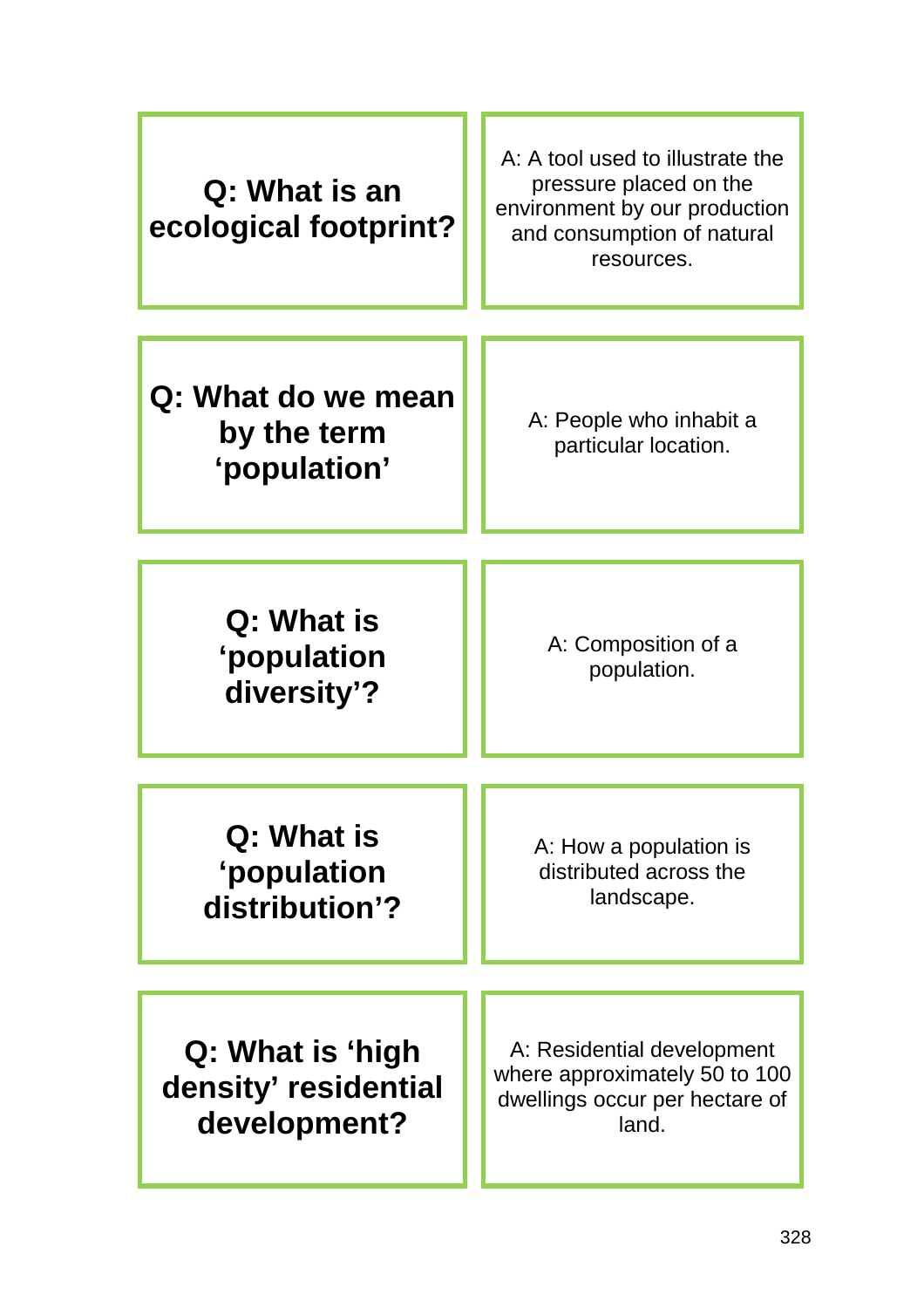| Question | Answer |
| --- | --- |
| **Q: What is an ecological footprint?** | A: A tool used to illustrate the pressure placed on the environment by our production and consumption of natural resources. |
| **Q: What do we mean by the term ‘population’** | A: People who inhabit a particular location. |
| **Q: What is ‘population diversity’?** | A: Composition of a population. |
| **Q: What is ‘population distribution’?** | A: How a population is distributed across the landscape. |
| **Q: What is ‘high density’ residential development?** | A: Residential development where approximately 50 to 100 dwellings occur per hectare of land. |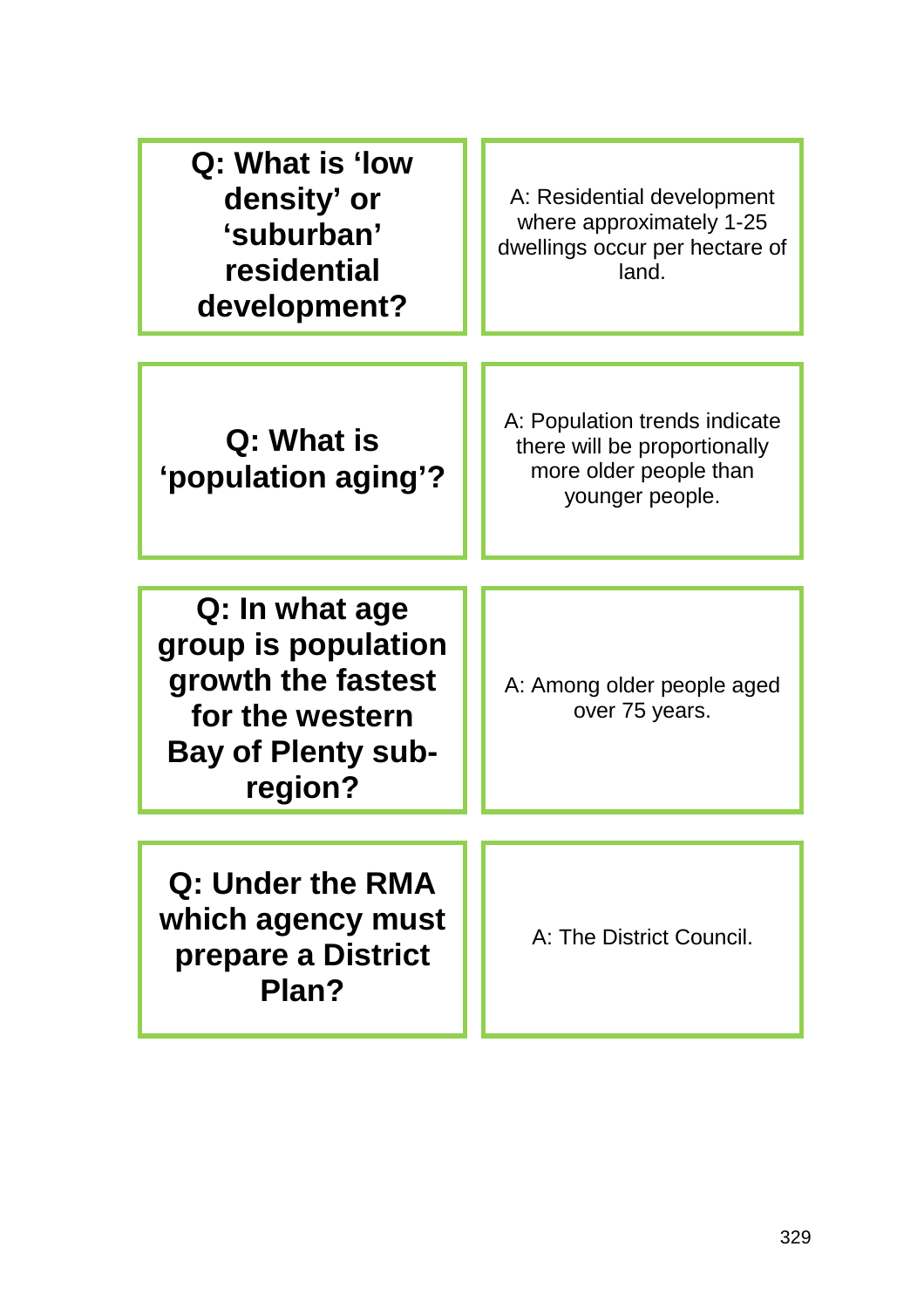| Question | Answer |
| --- | --- |
| **Q: What is ‘low density’ or ‘suburban’ residential development?** | A: Residential development where approximately 1-25 dwellings occur per hectare of land. |
| **Q: What is ‘population aging’?** | A: Population trends indicate there will be proportionally more older people than younger people. |
| **Q: In what age group is population growth the fastest for the western Bay of Plenty sub-region?** | A: Among older people aged over 75 years. |
| **Q: Under the RMA which agency must prepare a District Plan?** | A: The District Council. |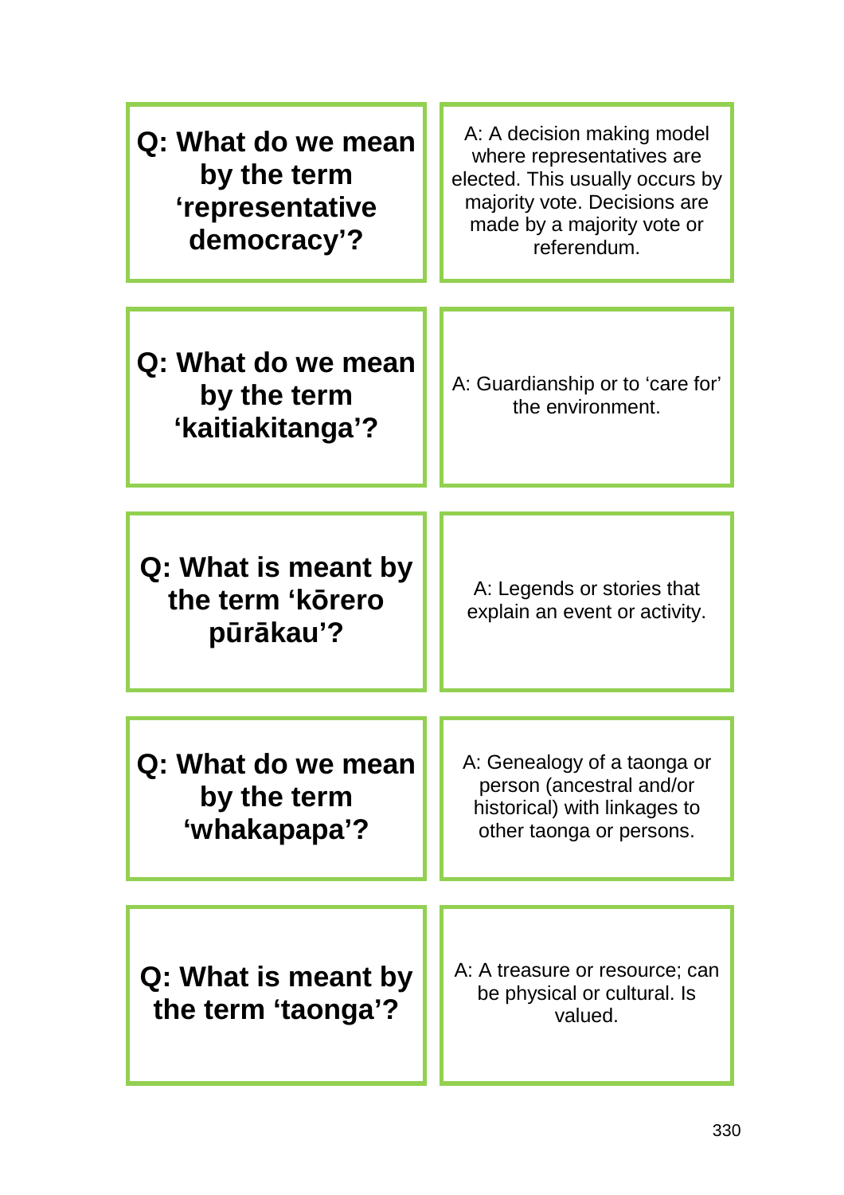| | |
|---|---|
| **Q: What do we mean by the term ‘representative democracy’?** | A: A decision making model where representatives are elected. This usually occurs by majority vote. Decisions are made by a majority vote or referendum. |
| **Q: What do we mean by the term ‘kaitiakitanga’?** | A: Guardianship or to ‘care for’ the environment. |
| **Q: What is meant by the term ‘kōrero pūrākau’?** | A: Legends or stories that explain an event or activity. |
| **Q: What do we mean by the term ‘whakapapa’?** | A: Genealogy of a taonga or person (ancestral and/or historical) with linkages to other taonga or persons. |
| **Q: What is meant by the term ‘taonga’?** | A: A treasure or resource; can be physical or cultural. Is valued. |